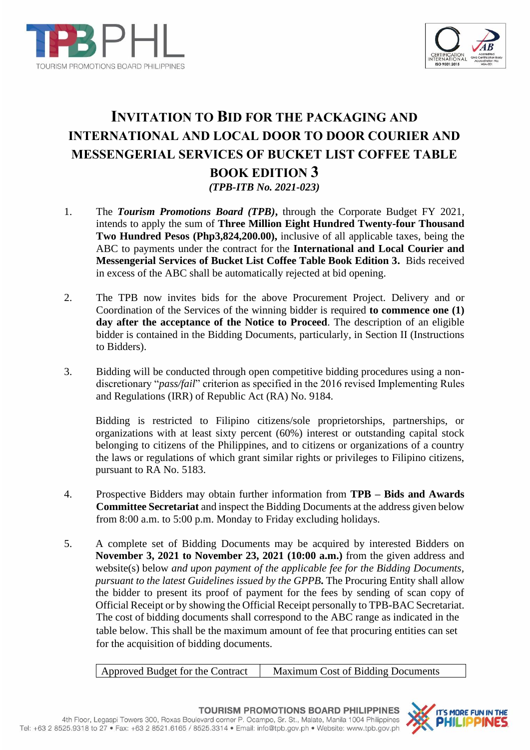# INVITATION TO BID FOR THE PACKAGING AND INTERNATIONAL AND LOCAL DOOR TO DOOR COURIER AND MESSENGERIAL SERVICES OF BUCKET LIST COFFEE TABLE BOOK EDITION 3

***(TPB-ITB No. 2021-023)***

1. The ***Tourism Promotions Board (TPB)***, through the Corporate Budget FY 2021, intends to apply the sum of **Three Million Eight Hundred Twenty-four Thousand Two Hundred Pesos (Php3,824,200.00),** inclusive of all applicable taxes, being the ABC to payments under the contract for the **International and Local Courier and Messengerial Services of Bucket List Coffee Table Book Edition 3.** Bids received in excess of the ABC shall be automatically rejected at bid opening.

2. The TPB now invites bids for the above Procurement Project. Delivery and or Coordination of the Services of the winning bidder is required **to commence one (1) day after the acceptance of the Notice to Proceed**. The description of an eligible bidder is contained in the Bidding Documents, particularly, in Section II (Instructions to Bidders).

3. Bidding will be conducted through open competitive bidding procedures using a non-discretionary "*pass/fail*" criterion as specified in the 2016 revised Implementing Rules and Regulations (IRR) of Republic Act (RA) No. 9184.

   Bidding is restricted to Filipino citizens/sole proprietorships, partnerships, or organizations with at least sixty percent (60%) interest or outstanding capital stock belonging to citizens of the Philippines, and to citizens or organizations of a country the laws or regulations of which grant similar rights or privileges to Filipino citizens, pursuant to RA No. 5183.

4. Prospective Bidders may obtain further information from **TPB – Bids and Awards Committee Secretariat** and inspect the Bidding Documents at the address given below from 8:00 a.m. to 5:00 p.m. Monday to Friday excluding holidays.

5. A complete set of Bidding Documents may be acquired by interested Bidders on **November 3, 2021 to November 23, 2021 (10:00 a.m.)** from the given address and website(s) below *and upon payment of the applicable fee for the Bidding Documents, pursuant to the latest Guidelines issued by the GPPB.* The Procuring Entity shall allow the bidder to present its proof of payment for the fees by sending of scan copy of Official Receipt or by showing the Official Receipt personally to TPB-BAC Secretariat. The cost of bidding documents shall correspond to the ABC range as indicated in the table below. This shall be the maximum amount of fee that procuring entities can set for the acquisition of bidding documents.

| Approved Budget for the Contract | Maximum Cost of Bidding Documents |
|---|---|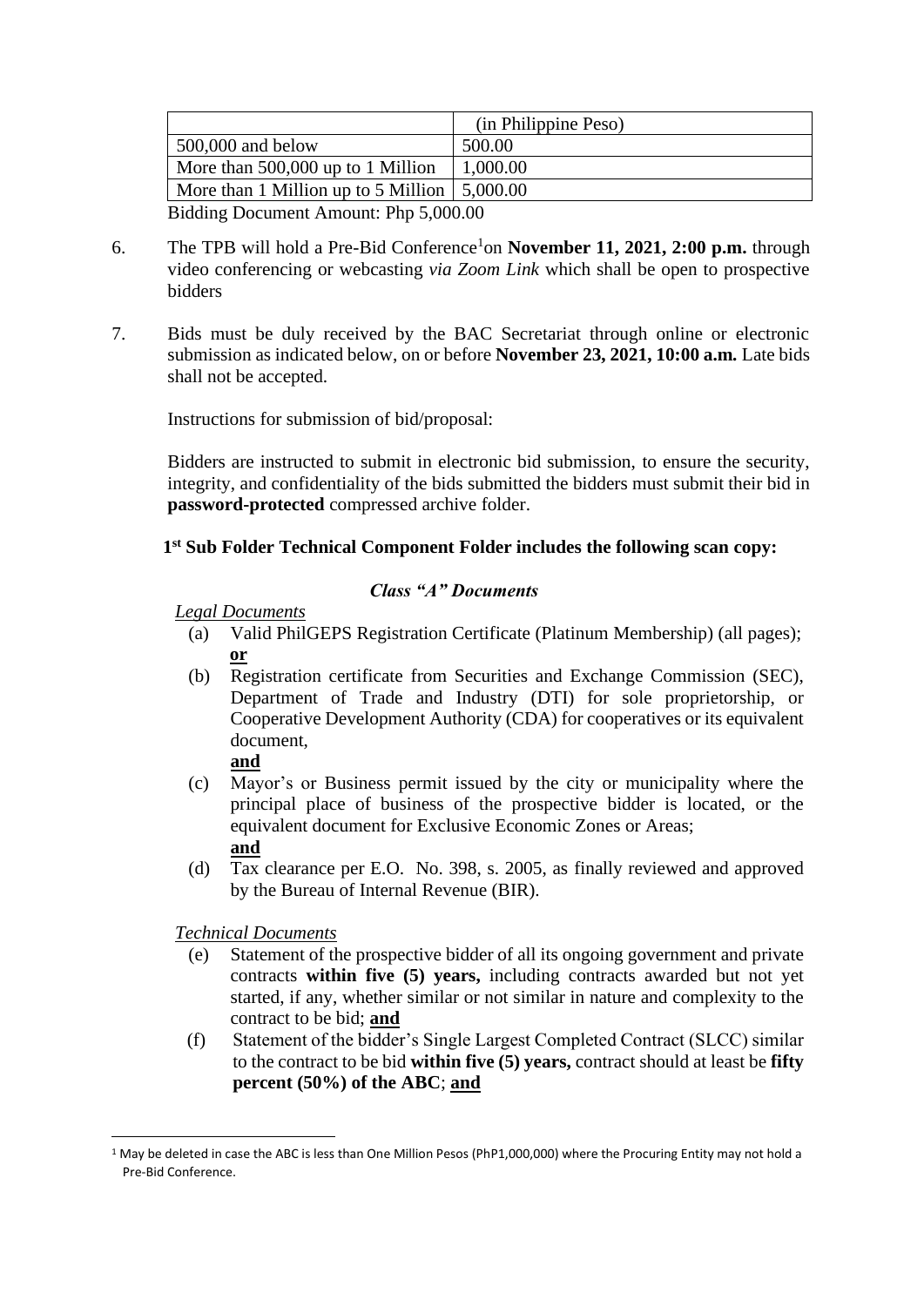| | (in Philippine Peso) |
|---|---|
| 500,000 and below | 500.00 |
| More than 500,000 up to 1 Million | 1,000.00 |
| More than 1 Million up to 5 Million | 5,000.00 |

Bidding Document Amount: Php 5,000.00

6. The TPB will hold a Pre-Bid Conference[1] on **November 11, 2021, 2:00 p.m.** through video conferencing or webcasting *via Zoom Link* which shall be open to prospective bidders

7. Bids must be duly received by the BAC Secretariat through online or electronic submission as indicated below, on or before **November 23, 2021, 10:00 a.m.** Late bids shall not be accepted.

   Instructions for submission of bid/proposal:

   Bidders are instructed to submit in electronic bid submission, to ensure the security, integrity, and confidentiality of the bids submitted the bidders must submit their bid in **password-protected** compressed archive folder.

   **1st Sub Folder Technical Component Folder includes the following scan copy:**

   ***Class "A" Documents***

   *Legal Documents*

   (a) Valid PhilGEPS Registration Certificate (Platinum Membership) (all pages);
   **or**

   (b) Registration certificate from Securities and Exchange Commission (SEC), Department of Trade and Industry (DTI) for sole proprietorship, or Cooperative Development Authority (CDA) for cooperatives or its equivalent document,
   **and**

   (c) Mayor's or Business permit issued by the city or municipality where the principal place of business of the prospective bidder is located, or the equivalent document for Exclusive Economic Zones or Areas;
   **and**

   (d) Tax clearance per E.O. No. 398, s. 2005, as finally reviewed and approved by the Bureau of Internal Revenue (BIR).

   *Technical Documents*

   (e) Statement of the prospective bidder of all its ongoing government and private contracts **within five (5) years,** including contracts awarded but not yet started, if any, whether similar or not similar in nature and complexity to the contract to be bid; **and**

   (f) Statement of the bidder's Single Largest Completed Contract (SLCC) similar to the contract to be bid **within five (5) years,** contract should at least be **fifty percent (50%) of the ABC**; **and**

[1] May be deleted in case the ABC is less than One Million Pesos (PhP1,000,000) where the Procuring Entity may not hold a Pre-Bid Conference.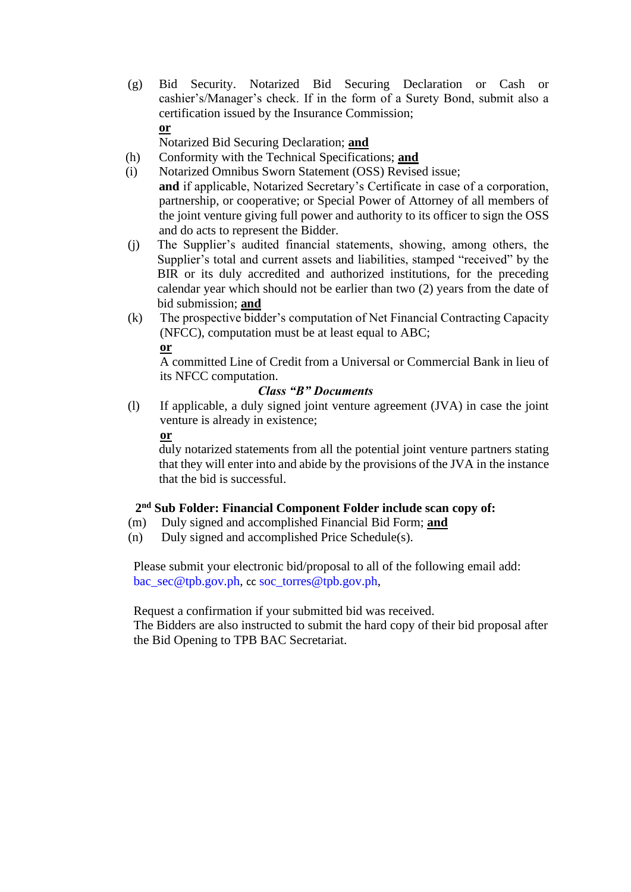(g) Bid Security. Notarized Bid Securing Declaration or Cash or cashier's/Manager's check. If in the form of a Surety Bond, submit also a certification issued by the Insurance Commission;

**or**

Notarized Bid Securing Declaration; **and**

(h) Conformity with the Technical Specifications; **and**

(i) Notarized Omnibus Sworn Statement (OSS) Revised issue;

**and** if applicable, Notarized Secretary's Certificate in case of a corporation, partnership, or cooperative; or Special Power of Attorney of all members of the joint venture giving full power and authority to its officer to sign the OSS and do acts to represent the Bidder.

(j) The Supplier's audited financial statements, showing, among others, the Supplier's total and current assets and liabilities, stamped "received" by the BIR or its duly accredited and authorized institutions, for the preceding calendar year which should not be earlier than two (2) years from the date of bid submission; **and**

(k) The prospective bidder's computation of Net Financial Contracting Capacity (NFCC), computation must be at least equal to ABC;

**or**

A committed Line of Credit from a Universal or Commercial Bank in lieu of its NFCC computation.

***Class "B" Documents***

(l) If applicable, a duly signed joint venture agreement (JVA) in case the joint venture is already in existence;

**or**

duly notarized statements from all the potential joint venture partners stating that they will enter into and abide by the provisions of the JVA in the instance that the bid is successful.

**2nd Sub Folder: Financial Component Folder include scan copy of:**

(m) Duly signed and accomplished Financial Bid Form; **and**

(n) Duly signed and accomplished Price Schedule(s).

Please submit your electronic bid/proposal to all of the following email add: bac_sec@tpb.gov.ph, cc soc_torres@tpb.gov.ph,

Request a confirmation if your submitted bid was received.

The Bidders are also instructed to submit the hard copy of their bid proposal after the Bid Opening to TPB BAC Secretariat.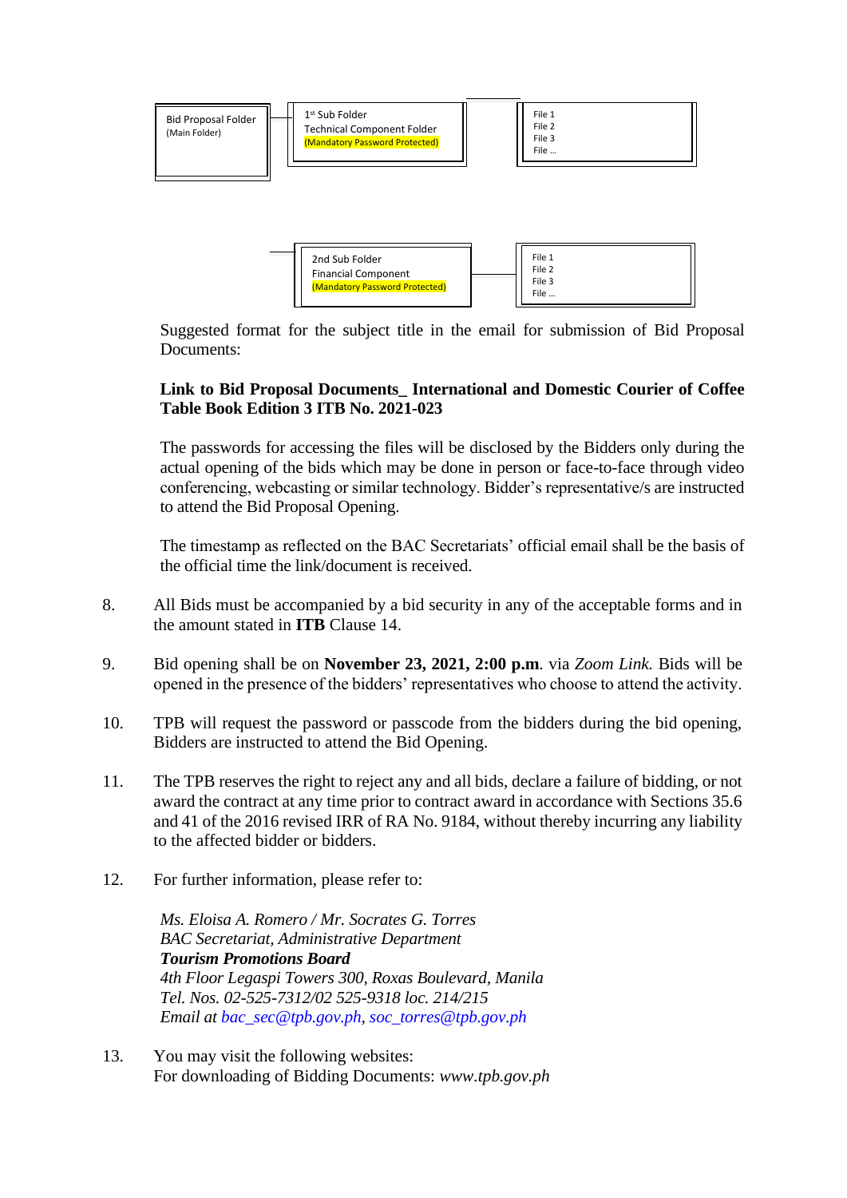| Bid Proposal Folder (Main Folder) | 1st Sub Folder Technical Component Folder (Mandatory Password Protected) | File 1 File 2 File 3 File … |
| --- | --- | --- |
| | 2nd Sub Folder Financial Component (Mandatory Password Protected) | File 1 File 2 File 3 File … |

Suggested format for the subject title in the email for submission of Bid Proposal Documents:

**Link to Bid Proposal Documents_ International and Domestic Courier of Coffee Table Book Edition 3 ITB No. 2021-023**

The passwords for accessing the files will be disclosed by the Bidders only during the actual opening of the bids which may be done in person or face-to-face through video conferencing, webcasting or similar technology. Bidder's representative/s are instructed to attend the Bid Proposal Opening.

The timestamp as reflected on the BAC Secretariats' official email shall be the basis of the official time the link/document is received.

8. All Bids must be accompanied by a bid security in any of the acceptable forms and in the amount stated in **ITB** Clause 14.

9. Bid opening shall be on **November 23, 2021, 2:00 p.m**. via *Zoom Link.* Bids will be opened in the presence of the bidders' representatives who choose to attend the activity.

10. TPB will request the password or passcode from the bidders during the bid opening, Bidders are instructed to attend the Bid Opening.

11. The TPB reserves the right to reject any and all bids, declare a failure of bidding, or not award the contract at any time prior to contract award in accordance with Sections 35.6 and 41 of the 2016 revised IRR of RA No. 9184, without thereby incurring any liability to the affected bidder or bidders.

12. For further information, please refer to:

    *Ms. Eloisa A. Romero / Mr. Socrates G. Torres*
    *BAC Secretariat, Administrative Department*
    ***Tourism Promotions Board***
    *4th Floor Legaspi Towers 300, Roxas Boulevard, Manila*
    *Tel. Nos. 02-525-7312/02 525-9318 loc. 214/215*
    *Email at bac_sec@tpb.gov.ph, soc_torres@tpb.gov.ph*

13. You may visit the following websites:
    For downloading of Bidding Documents: *www.tpb.gov.ph*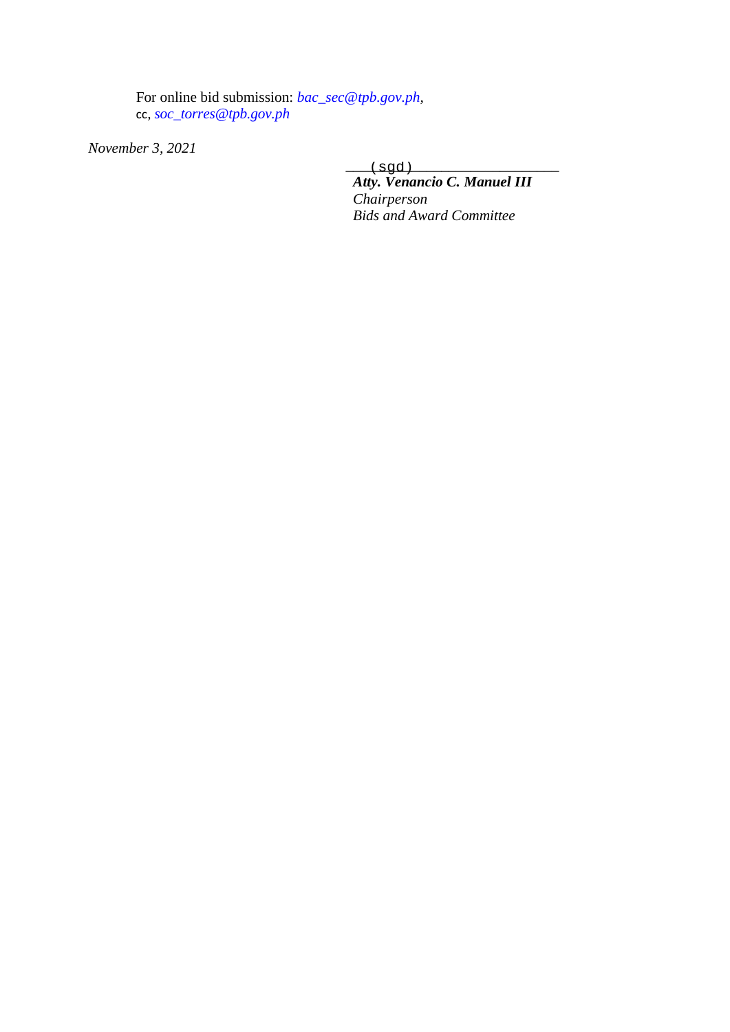For online bid submission: *bac_sec@tpb.gov.ph*,
cc, *soc_torres@tpb.gov.ph*

*November 3, 2021*

(sgd)
***Atty. Venancio C. Manuel III***
*Chairperson*
*Bids and Award Committee*